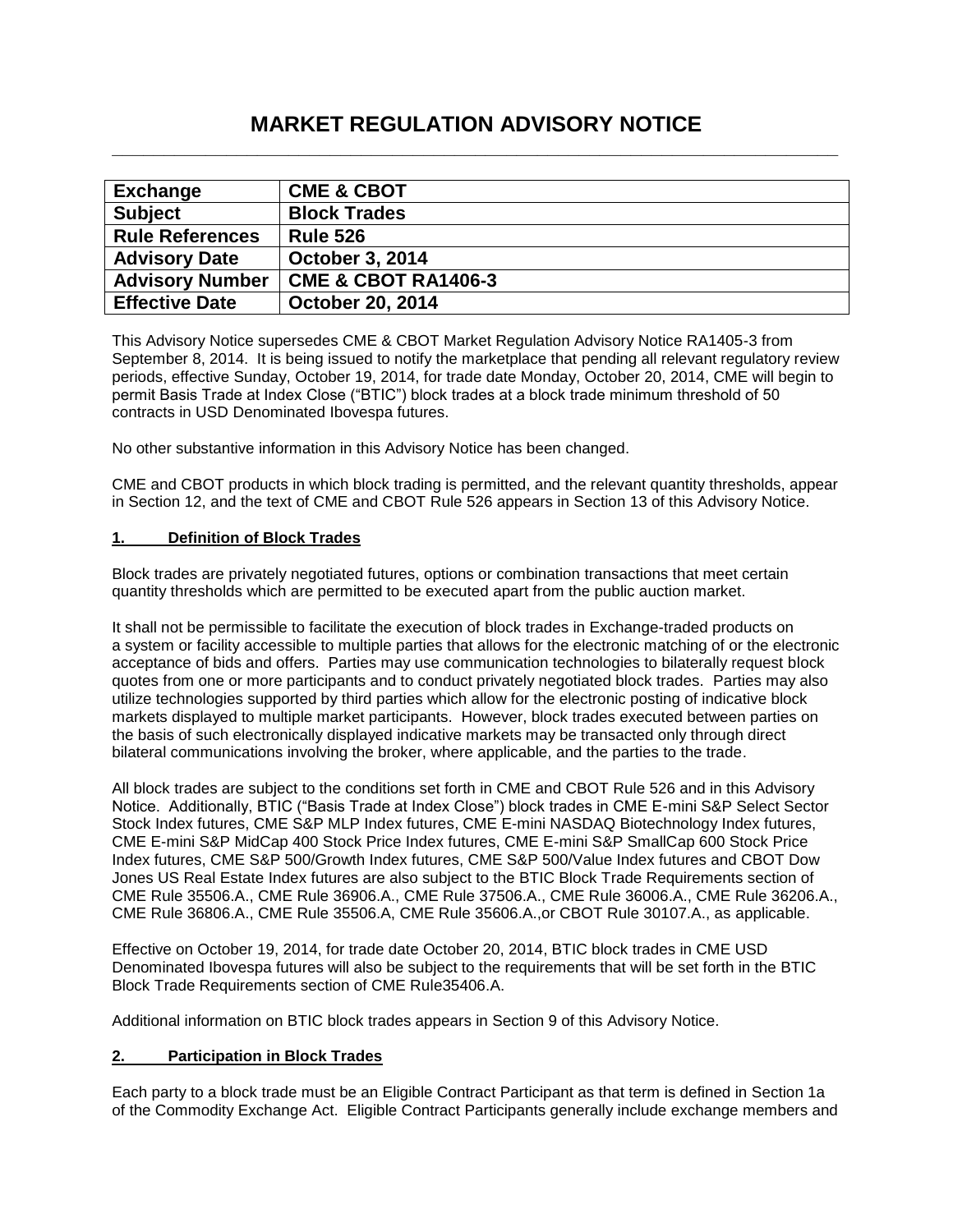# MARKET REGULATION ADVISORY NOTICE

| Exchange | CME & CBOT |
|---|---|
| Subject | Block Trades |
| Rule References | Rule 526 |
| Advisory Date | October 3, 2014 |
| Advisory Number | CME & CBOT RA1406-3 |
| Effective Date | October 20, 2014 |

This Advisory Notice supersedes CME & CBOT Market Regulation Advisory Notice RA1405-3 from September 8, 2014. It is being issued to notify the marketplace that pending all relevant regulatory review periods, effective Sunday, October 19, 2014, for trade date Monday, October 20, 2014, CME will begin to permit Basis Trade at Index Close ("BTIC") block trades at a block trade minimum threshold of 50 contracts in USD Denominated Ibovespa futures.

No other substantive information in this Advisory Notice has been changed.

CME and CBOT products in which block trading is permitted, and the relevant quantity thresholds, appear in Section 12, and the text of CME and CBOT Rule 526 appears in Section 13 of this Advisory Notice.

## 1. Definition of Block Trades

Block trades are privately negotiated futures, options or combination transactions that meet certain quantity thresholds which are permitted to be executed apart from the public auction market.

It shall not be permissible to facilitate the execution of block trades in Exchange-traded products on a system or facility accessible to multiple parties that allows for the electronic matching of or the electronic acceptance of bids and offers. Parties may use communication technologies to bilaterally request block quotes from one or more participants and to conduct privately negotiated block trades. Parties may also utilize technologies supported by third parties which allow for the electronic posting of indicative block markets displayed to multiple market participants. However, block trades executed between parties on the basis of such electronically displayed indicative markets may be transacted only through direct bilateral communications involving the broker, where applicable, and the parties to the trade.

All block trades are subject to the conditions set forth in CME and CBOT Rule 526 and in this Advisory Notice. Additionally, BTIC ("Basis Trade at Index Close") block trades in CME E-mini S&P Select Sector Stock Index futures, CME S&P MLP Index futures, CME E-mini NASDAQ Biotechnology Index futures, CME E-mini S&P MidCap 400 Stock Price Index futures, CME E-mini S&P SmallCap 600 Stock Price Index futures, CME S&P 500/Growth Index futures, CME S&P 500/Value Index futures and CBOT Dow Jones US Real Estate Index futures are also subject to the BTIC Block Trade Requirements section of CME Rule 35506.A., CME Rule 36906.A., CME Rule 37506.A., CME Rule 36006.A., CME Rule 36206.A., CME Rule 36806.A., CME Rule 35506.A, CME Rule 35606.A.,or CBOT Rule 30107.A., as applicable.

Effective on October 19, 2014, for trade date October 20, 2014, BTIC block trades in CME USD Denominated Ibovespa futures will also be subject to the requirements that will be set forth in the BTIC Block Trade Requirements section of CME Rule35406.A.

Additional information on BTIC block trades appears in Section 9 of this Advisory Notice.

## 2. Participation in Block Trades

Each party to a block trade must be an Eligible Contract Participant as that term is defined in Section 1a of the Commodity Exchange Act. Eligible Contract Participants generally include exchange members and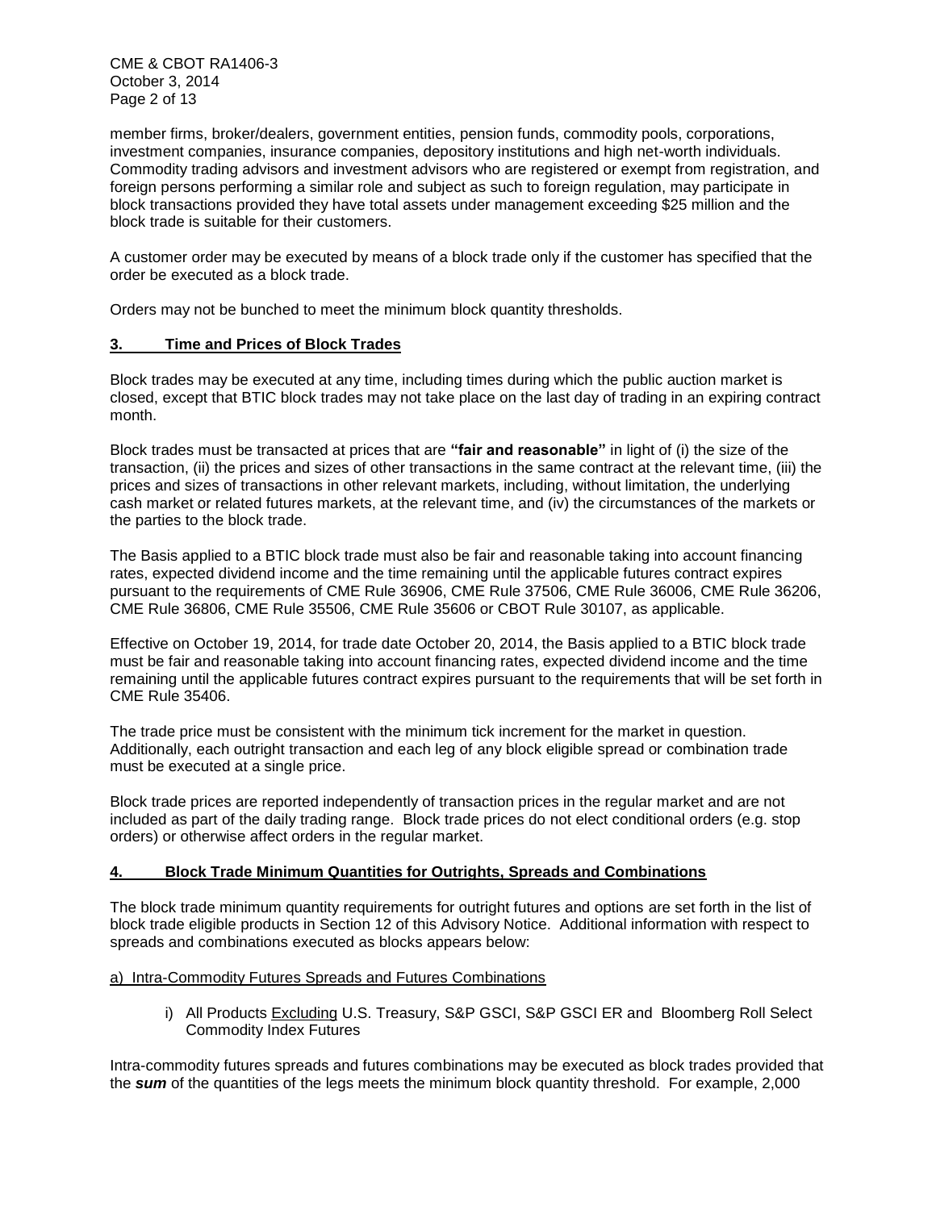member firms, broker/dealers, government entities, pension funds, commodity pools, corporations, investment companies, insurance companies, depository institutions and high net-worth individuals. Commodity trading advisors and investment advisors who are registered or exempt from registration, and foreign persons performing a similar role and subject as such to foreign regulation, may participate in block transactions provided they have total assets under management exceeding $25 million and the block trade is suitable for their customers.

A customer order may be executed by means of a block trade only if the customer has specified that the order be executed as a block trade.

Orders may not be bunched to meet the minimum block quantity thresholds.

## 3. Time and Prices of Block Trades

Block trades may be executed at any time, including times during which the public auction market is closed, except that BTIC block trades may not take place on the last day of trading in an expiring contract month.

Block trades must be transacted at prices that are **"fair and reasonable"** in light of (i) the size of the transaction, (ii) the prices and sizes of other transactions in the same contract at the relevant time, (iii) the prices and sizes of transactions in other relevant markets, including, without limitation, the underlying cash market or related futures markets, at the relevant time, and (iv) the circumstances of the markets or the parties to the block trade.

The Basis applied to a BTIC block trade must also be fair and reasonable taking into account financing rates, expected dividend income and the time remaining until the applicable futures contract expires pursuant to the requirements of CME Rule 36906, CME Rule 37506, CME Rule 36006, CME Rule 36206, CME Rule 36806, CME Rule 35506, CME Rule 35606 or CBOT Rule 30107, as applicable.

Effective on October 19, 2014, for trade date October 20, 2014, the Basis applied to a BTIC block trade must be fair and reasonable taking into account financing rates, expected dividend income and the time remaining until the applicable futures contract expires pursuant to the requirements that will be set forth in CME Rule 35406.

The trade price must be consistent with the minimum tick increment for the market in question. Additionally, each outright transaction and each leg of any block eligible spread or combination trade must be executed at a single price.

Block trade prices are reported independently of transaction prices in the regular market and are not included as part of the daily trading range. Block trade prices do not elect conditional orders (e.g. stop orders) or otherwise affect orders in the regular market.

## 4. Block Trade Minimum Quantities for Outrights, Spreads and Combinations

The block trade minimum quantity requirements for outright futures and options are set forth in the list of block trade eligible products in Section 12 of this Advisory Notice. Additional information with respect to spreads and combinations executed as blocks appears below:

### a) Intra-Commodity Futures Spreads and Futures Combinations

i) All Products Excluding U.S. Treasury, S&P GSCI, S&P GSCI ER and Bloomberg Roll Select Commodity Index Futures

Intra-commodity futures spreads and futures combinations may be executed as block trades provided that the ***sum*** of the quantities of the legs meets the minimum block quantity threshold. For example, 2,000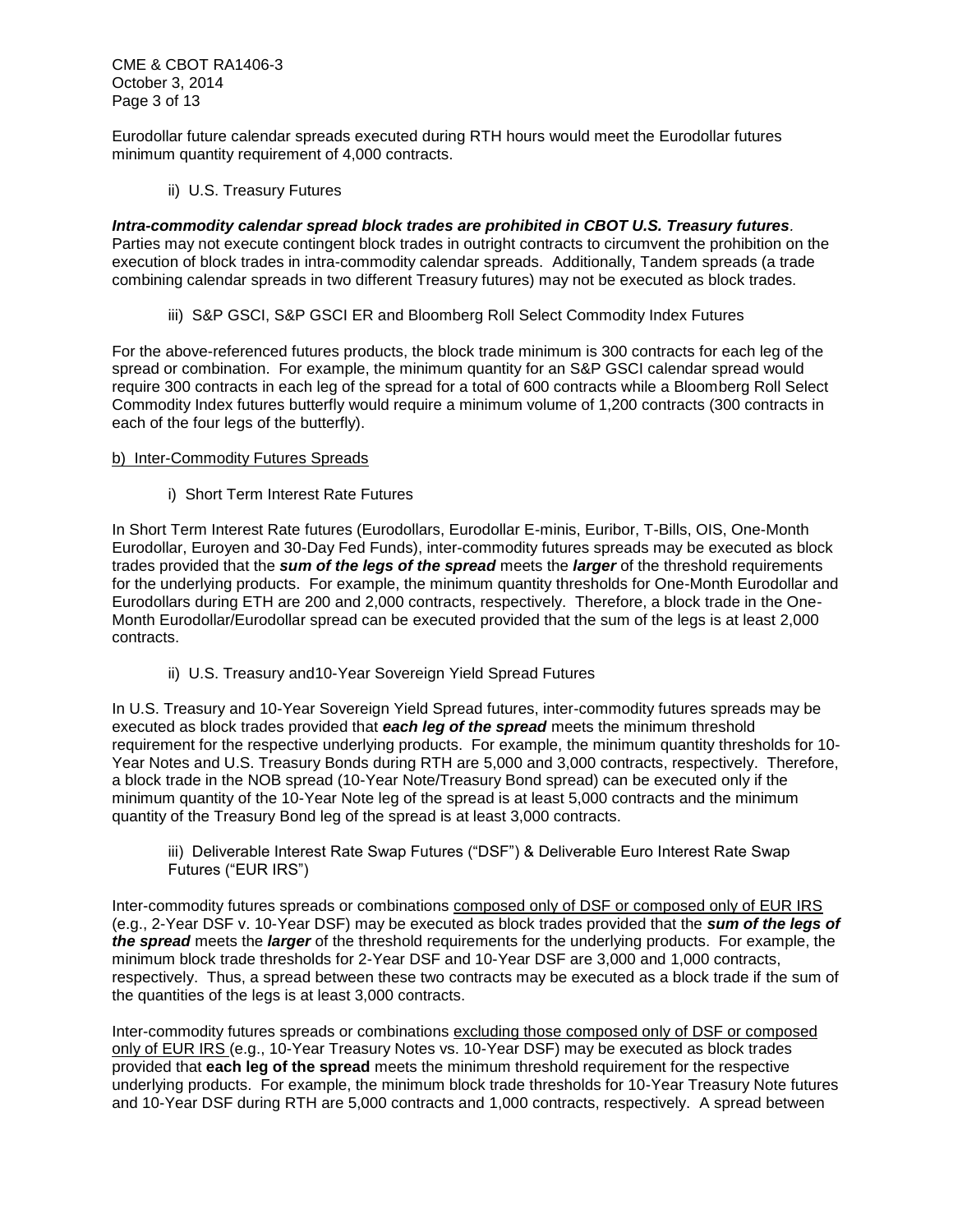Eurodollar future calendar spreads executed during RTH hours would meet the Eurodollar futures minimum quantity requirement of 4,000 contracts.

ii) U.S. Treasury Futures

***Intra-commodity calendar spread block trades are prohibited in CBOT U.S. Treasury futures***. Parties may not execute contingent block trades in outright contracts to circumvent the prohibition on the execution of block trades in intra-commodity calendar spreads. Additionally, Tandem spreads (a trade combining calendar spreads in two different Treasury futures) may not be executed as block trades.

iii) S&P GSCI, S&P GSCI ER and Bloomberg Roll Select Commodity Index Futures

For the above-referenced futures products, the block trade minimum is 300 contracts for each leg of the spread or combination. For example, the minimum quantity for an S&P GSCI calendar spread would require 300 contracts in each leg of the spread for a total of 600 contracts while a Bloomberg Roll Select Commodity Index futures butterfly would require a minimum volume of 1,200 contracts (300 contracts in each of the four legs of the butterfly).

<u>b) Inter-Commodity Futures Spreads</u>

i) Short Term Interest Rate Futures

In Short Term Interest Rate futures (Eurodollars, Eurodollar E-minis, Euribor, T-Bills, OIS, One-Month Eurodollar, Euroyen and 30-Day Fed Funds), inter-commodity futures spreads may be executed as block trades provided that the ***sum of the legs of the spread*** meets the ***larger*** of the threshold requirements for the underlying products. For example, the minimum quantity thresholds for One-Month Eurodollar and Eurodollars during ETH are 200 and 2,000 contracts, respectively. Therefore, a block trade in the One-Month Eurodollar/Eurodollar spread can be executed provided that the sum of the legs is at least 2,000 contracts.

ii) U.S. Treasury and10-Year Sovereign Yield Spread Futures

In U.S. Treasury and 10-Year Sovereign Yield Spread futures, inter-commodity futures spreads may be executed as block trades provided that ***each leg of the spread*** meets the minimum threshold requirement for the respective underlying products. For example, the minimum quantity thresholds for 10-Year Notes and U.S. Treasury Bonds during RTH are 5,000 and 3,000 contracts, respectively. Therefore, a block trade in the NOB spread (10-Year Note/Treasury Bond spread) can be executed only if the minimum quantity of the 10-Year Note leg of the spread is at least 5,000 contracts and the minimum quantity of the Treasury Bond leg of the spread is at least 3,000 contracts.

iii) Deliverable Interest Rate Swap Futures ("DSF") & Deliverable Euro Interest Rate Swap Futures ("EUR IRS")

Inter-commodity futures spreads or combinations <u>composed only of DSF or composed only of EUR IRS</u> (e.g., 2-Year DSF v. 10-Year DSF) may be executed as block trades provided that the ***sum of the legs of the spread*** meets the ***larger*** of the threshold requirements for the underlying products. For example, the minimum block trade thresholds for 2-Year DSF and 10-Year DSF are 3,000 and 1,000 contracts, respectively. Thus, a spread between these two contracts may be executed as a block trade if the sum of the quantities of the legs is at least 3,000 contracts.

Inter-commodity futures spreads or combinations <u>excluding those composed only of DSF or composed only of EUR IRS</u> (e.g., 10-Year Treasury Notes vs. 10-Year DSF) may be executed as block trades provided that **each leg of the spread** meets the minimum threshold requirement for the respective underlying products. For example, the minimum block trade thresholds for 10-Year Treasury Note futures and 10-Year DSF during RTH are 5,000 contracts and 1,000 contracts, respectively. A spread between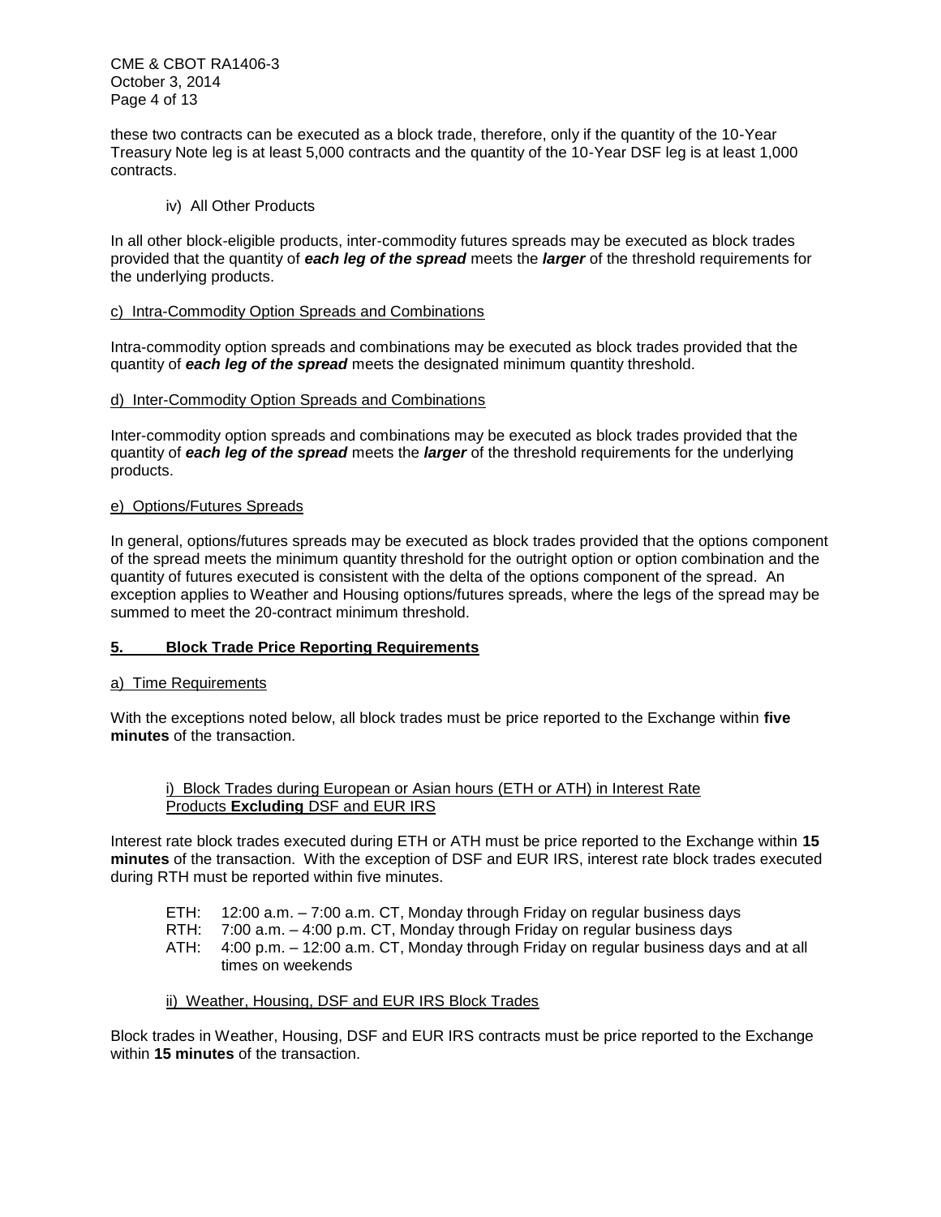these two contracts can be executed as a block trade, therefore, only if the quantity of the 10-Year Treasury Note leg is at least 5,000 contracts and the quantity of the 10-Year DSF leg is at least 1,000 contracts.

iv) All Other Products

In all other block-eligible products, inter-commodity futures spreads may be executed as block trades provided that the quantity of ***each leg of the spread*** meets the ***larger*** of the threshold requirements for the underlying products.

c) Intra-Commodity Option Spreads and Combinations

Intra-commodity option spreads and combinations may be executed as block trades provided that the quantity of ***each leg of the spread*** meets the designated minimum quantity threshold.

d) Inter-Commodity Option Spreads and Combinations

Inter-commodity option spreads and combinations may be executed as block trades provided that the quantity of ***each leg of the spread*** meets the ***larger*** of the threshold requirements for the underlying products.

e) Options/Futures Spreads

In general, options/futures spreads may be executed as block trades provided that the options component of the spread meets the minimum quantity threshold for the outright option or option combination and the quantity of futures executed is consistent with the delta of the options component of the spread. An exception applies to Weather and Housing options/futures spreads, where the legs of the spread may be summed to meet the 20-contract minimum threshold.

## 5. Block Trade Price Reporting Requirements

a) Time Requirements

With the exceptions noted below, all block trades must be price reported to the Exchange within **five minutes** of the transaction.

i) Block Trades during European or Asian hours (ETH or ATH) in Interest Rate Products **Excluding** DSF and EUR IRS

Interest rate block trades executed during ETH or ATH must be price reported to the Exchange within **15 minutes** of the transaction. With the exception of DSF and EUR IRS, interest rate block trades executed during RTH must be reported within five minutes.

- ETH: 12:00 a.m. – 7:00 a.m. CT, Monday through Friday on regular business days
- RTH: 7:00 a.m. – 4:00 p.m. CT, Monday through Friday on regular business days
- ATH: 4:00 p.m. – 12:00 a.m. CT, Monday through Friday on regular business days and at all times on weekends

ii) Weather, Housing, DSF and EUR IRS Block Trades

Block trades in Weather, Housing, DSF and EUR IRS contracts must be price reported to the Exchange within **15 minutes** of the transaction.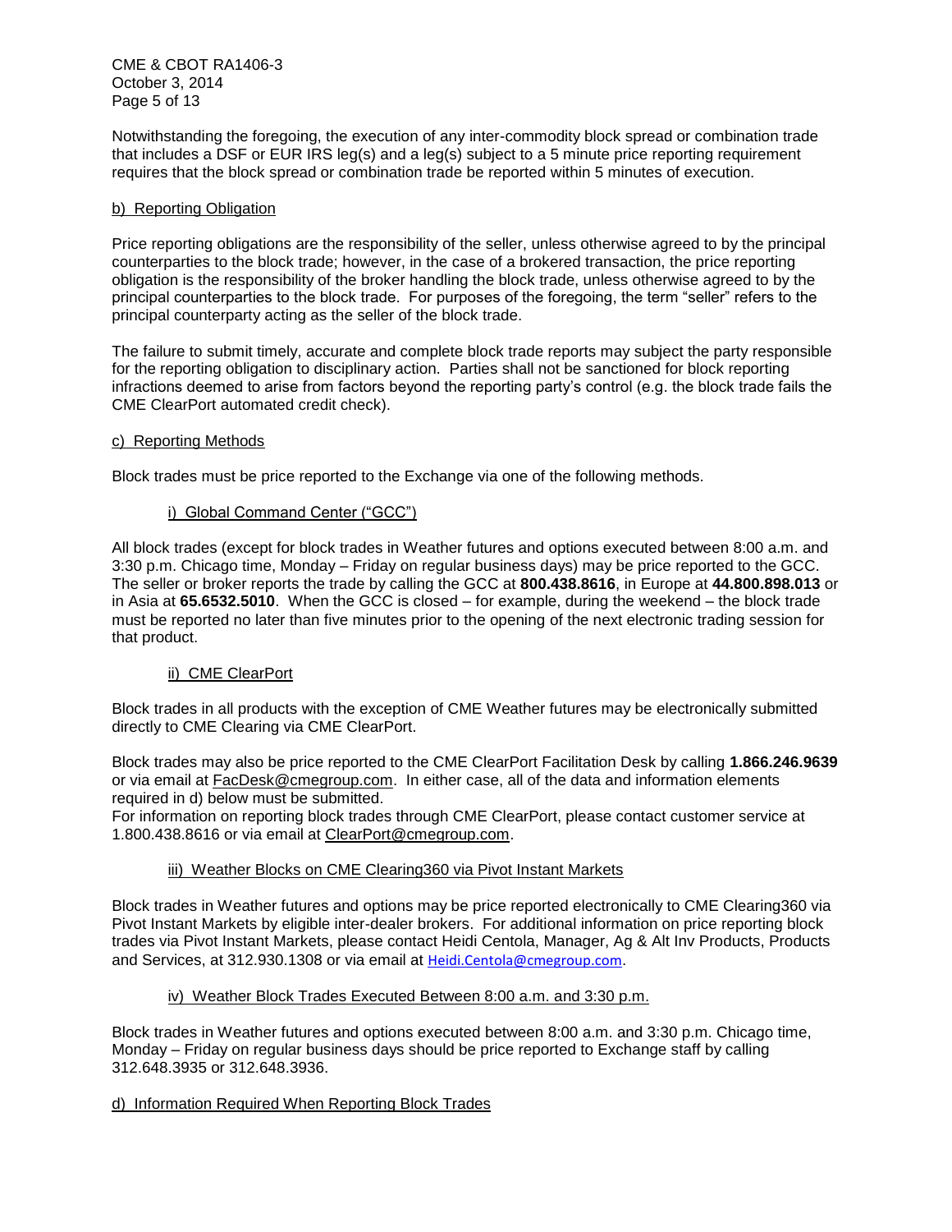Notwithstanding the foregoing, the execution of any inter-commodity block spread or combination trade that includes a DSF or EUR IRS leg(s) and a leg(s) subject to a 5 minute price reporting requirement requires that the block spread or combination trade be reported within 5 minutes of execution.

b) Reporting Obligation

Price reporting obligations are the responsibility of the seller, unless otherwise agreed to by the principal counterparties to the block trade; however, in the case of a brokered transaction, the price reporting obligation is the responsibility of the broker handling the block trade, unless otherwise agreed to by the principal counterparties to the block trade. For purposes of the foregoing, the term "seller" refers to the principal counterparty acting as the seller of the block trade.

The failure to submit timely, accurate and complete block trade reports may subject the party responsible for the reporting obligation to disciplinary action. Parties shall not be sanctioned for block reporting infractions deemed to arise from factors beyond the reporting party's control (e.g. the block trade fails the CME ClearPort automated credit check).

c) Reporting Methods

Block trades must be price reported to the Exchange via one of the following methods.

i) Global Command Center ("GCC")

All block trades (except for block trades in Weather futures and options executed between 8:00 a.m. and 3:30 p.m. Chicago time, Monday – Friday on regular business days) may be price reported to the GCC. The seller or broker reports the trade by calling the GCC at **800.438.8616**, in Europe at **44.800.898.013** or in Asia at **65.6532.5010**. When the GCC is closed – for example, during the weekend – the block trade must be reported no later than five minutes prior to the opening of the next electronic trading session for that product.

ii) CME ClearPort

Block trades in all products with the exception of CME Weather futures may be electronically submitted directly to CME Clearing via CME ClearPort.

Block trades may also be price reported to the CME ClearPort Facilitation Desk by calling **1.866.246.9639** or via email at FacDesk@cmegroup.com. In either case, all of the data and information elements required in d) below must be submitted.
For information on reporting block trades through CME ClearPort, please contact customer service at 1.800.438.8616 or via email at ClearPort@cmegroup.com.

iii) Weather Blocks on CME Clearing360 via Pivot Instant Markets

Block trades in Weather futures and options may be price reported electronically to CME Clearing360 via Pivot Instant Markets by eligible inter-dealer brokers. For additional information on price reporting block trades via Pivot Instant Markets, please contact Heidi Centola, Manager, Ag & Alt Inv Products, Products and Services, at 312.930.1308 or via email at Heidi.Centola@cmegroup.com.

iv) Weather Block Trades Executed Between 8:00 a.m. and 3:30 p.m.

Block trades in Weather futures and options executed between 8:00 a.m. and 3:30 p.m. Chicago time, Monday – Friday on regular business days should be price reported to Exchange staff by calling 312.648.3935 or 312.648.3936.

d) Information Required When Reporting Block Trades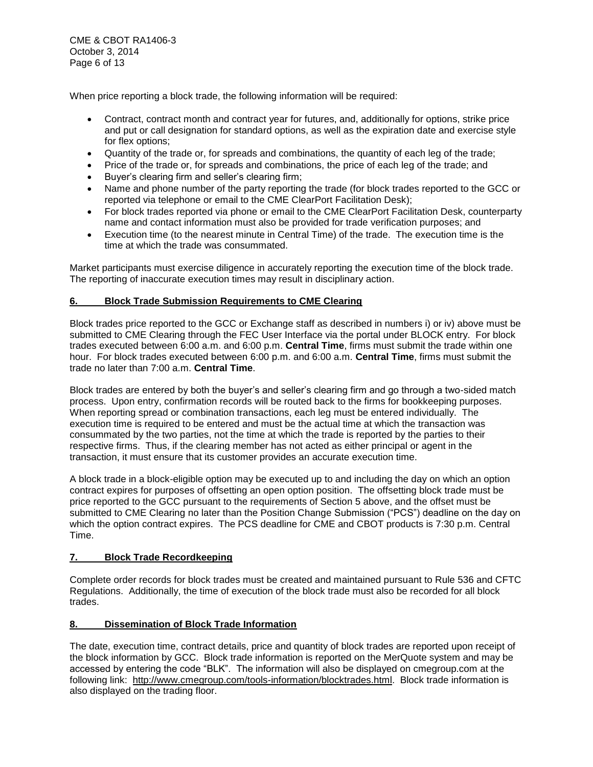When price reporting a block trade, the following information will be required:

- Contract, contract month and contract year for futures, and, additionally for options, strike price and put or call designation for standard options, as well as the expiration date and exercise style for flex options;
- Quantity of the trade or, for spreads and combinations, the quantity of each leg of the trade;
- Price of the trade or, for spreads and combinations, the price of each leg of the trade; and
- Buyer's clearing firm and seller's clearing firm;
- Name and phone number of the party reporting the trade (for block trades reported to the GCC or reported via telephone or email to the CME ClearPort Facilitation Desk);
- For block trades reported via phone or email to the CME ClearPort Facilitation Desk, counterparty name and contact information must also be provided for trade verification purposes; and
- Execution time (to the nearest minute in Central Time) of the trade. The execution time is the time at which the trade was consummated.

Market participants must exercise diligence in accurately reporting the execution time of the block trade. The reporting of inaccurate execution times may result in disciplinary action.

## 6. Block Trade Submission Requirements to CME Clearing

Block trades price reported to the GCC or Exchange staff as described in numbers i) or iv) above must be submitted to CME Clearing through the FEC User Interface via the portal under BLOCK entry. For block trades executed between 6:00 a.m. and 6:00 p.m. **Central Time**, firms must submit the trade within one hour. For block trades executed between 6:00 p.m. and 6:00 a.m. **Central Time**, firms must submit the trade no later than 7:00 a.m. **Central Time**.

Block trades are entered by both the buyer's and seller's clearing firm and go through a two-sided match process. Upon entry, confirmation records will be routed back to the firms for bookkeeping purposes. When reporting spread or combination transactions, each leg must be entered individually. The execution time is required to be entered and must be the actual time at which the transaction was consummated by the two parties, not the time at which the trade is reported by the parties to their respective firms. Thus, if the clearing member has not acted as either principal or agent in the transaction, it must ensure that its customer provides an accurate execution time.

A block trade in a block-eligible option may be executed up to and including the day on which an option contract expires for purposes of offsetting an open option position. The offsetting block trade must be price reported to the GCC pursuant to the requirements of Section 5 above, and the offset must be submitted to CME Clearing no later than the Position Change Submission ("PCS") deadline on the day on which the option contract expires. The PCS deadline for CME and CBOT products is 7:30 p.m. Central Time.

## 7. Block Trade Recordkeeping

Complete order records for block trades must be created and maintained pursuant to Rule 536 and CFTC Regulations. Additionally, the time of execution of the block trade must also be recorded for all block trades.

## 8. Dissemination of Block Trade Information

The date, execution time, contract details, price and quantity of block trades are reported upon receipt of the block information by GCC. Block trade information is reported on the MerQuote system and may be accessed by entering the code "BLK". The information will also be displayed on cmegroup.com at the following link: http://www.cmegroup.com/tools-information/blocktrades.html. Block trade information is also displayed on the trading floor.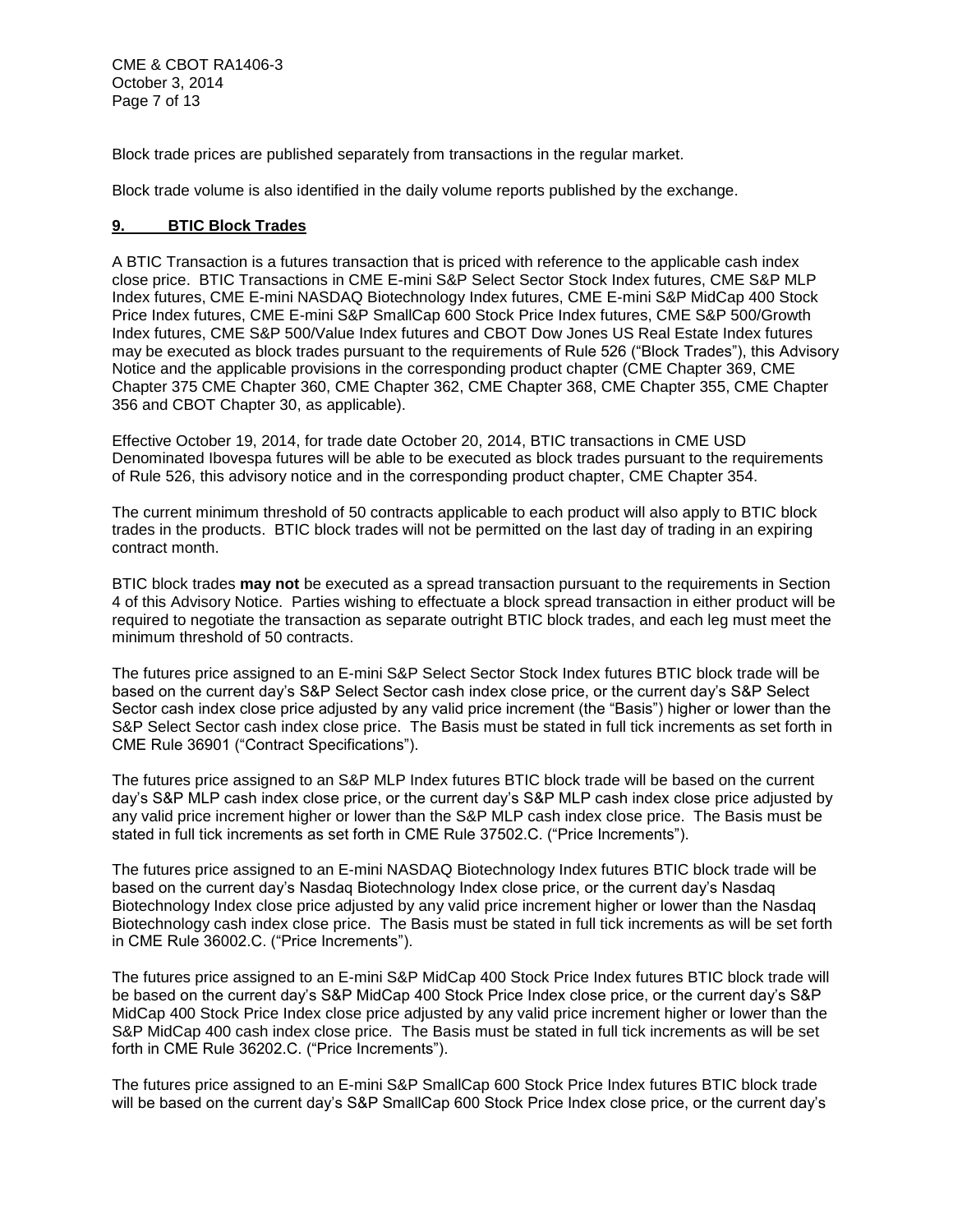Block trade prices are published separately from transactions in the regular market.

Block trade volume is also identified in the daily volume reports published by the exchange.

## 9. BTIC Block Trades

A BTIC Transaction is a futures transaction that is priced with reference to the applicable cash index close price. BTIC Transactions in CME E-mini S&P Select Sector Stock Index futures, CME S&P MLP Index futures, CME E-mini NASDAQ Biotechnology Index futures, CME E-mini S&P MidCap 400 Stock Price Index futures, CME E-mini S&P SmallCap 600 Stock Price Index futures, CME S&P 500/Growth Index futures, CME S&P 500/Value Index futures and CBOT Dow Jones US Real Estate Index futures may be executed as block trades pursuant to the requirements of Rule 526 ("Block Trades"), this Advisory Notice and the applicable provisions in the corresponding product chapter (CME Chapter 369, CME Chapter 375 CME Chapter 360, CME Chapter 362, CME Chapter 368, CME Chapter 355, CME Chapter 356 and CBOT Chapter 30, as applicable).

Effective October 19, 2014, for trade date October 20, 2014, BTIC transactions in CME USD Denominated Ibovespa futures will be able to be executed as block trades pursuant to the requirements of Rule 526, this advisory notice and in the corresponding product chapter, CME Chapter 354.

The current minimum threshold of 50 contracts applicable to each product will also apply to BTIC block trades in the products. BTIC block trades will not be permitted on the last day of trading in an expiring contract month.

BTIC block trades **may not** be executed as a spread transaction pursuant to the requirements in Section 4 of this Advisory Notice. Parties wishing to effectuate a block spread transaction in either product will be required to negotiate the transaction as separate outright BTIC block trades, and each leg must meet the minimum threshold of 50 contracts.

The futures price assigned to an E-mini S&P Select Sector Stock Index futures BTIC block trade will be based on the current day's S&P Select Sector cash index close price, or the current day's S&P Select Sector cash index close price adjusted by any valid price increment (the "Basis") higher or lower than the S&P Select Sector cash index close price. The Basis must be stated in full tick increments as set forth in CME Rule 36901 ("Contract Specifications").

The futures price assigned to an S&P MLP Index futures BTIC block trade will be based on the current day's S&P MLP cash index close price, or the current day's S&P MLP cash index close price adjusted by any valid price increment higher or lower than the S&P MLP cash index close price. The Basis must be stated in full tick increments as set forth in CME Rule 37502.C. ("Price Increments").

The futures price assigned to an E-mini NASDAQ Biotechnology Index futures BTIC block trade will be based on the current day's Nasdaq Biotechnology Index close price, or the current day's Nasdaq Biotechnology Index close price adjusted by any valid price increment higher or lower than the Nasdaq Biotechnology cash index close price. The Basis must be stated in full tick increments as will be set forth in CME Rule 36002.C. ("Price Increments").

The futures price assigned to an E-mini S&P MidCap 400 Stock Price Index futures BTIC block trade will be based on the current day's S&P MidCap 400 Stock Price Index close price, or the current day's S&P MidCap 400 Stock Price Index close price adjusted by any valid price increment higher or lower than the S&P MidCap 400 cash index close price. The Basis must be stated in full tick increments as will be set forth in CME Rule 36202.C. ("Price Increments").

The futures price assigned to an E-mini S&P SmallCap 600 Stock Price Index futures BTIC block trade will be based on the current day's S&P SmallCap 600 Stock Price Index close price, or the current day's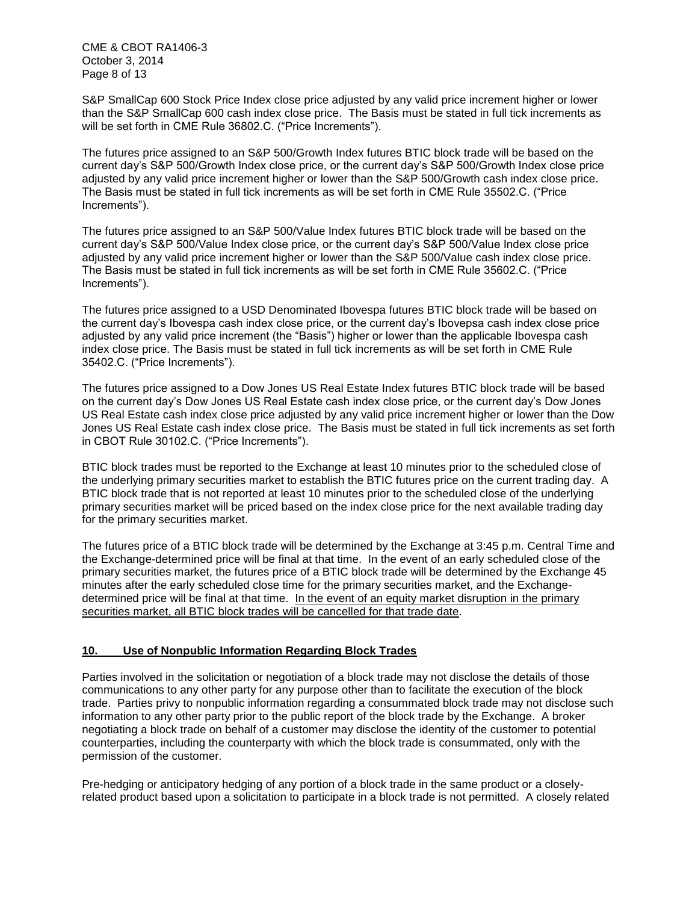S&P SmallCap 600 Stock Price Index close price adjusted by any valid price increment higher or lower than the S&P SmallCap 600 cash index close price. The Basis must be stated in full tick increments as will be set forth in CME Rule 36802.C. ("Price Increments").

The futures price assigned to an S&P 500/Growth Index futures BTIC block trade will be based on the current day's S&P 500/Growth Index close price, or the current day's S&P 500/Growth Index close price adjusted by any valid price increment higher or lower than the S&P 500/Growth cash index close price. The Basis must be stated in full tick increments as will be set forth in CME Rule 35502.C. ("Price Increments").

The futures price assigned to an S&P 500/Value Index futures BTIC block trade will be based on the current day's S&P 500/Value Index close price, or the current day's S&P 500/Value Index close price adjusted by any valid price increment higher or lower than the S&P 500/Value cash index close price. The Basis must be stated in full tick increments as will be set forth in CME Rule 35602.C. ("Price Increments").

The futures price assigned to a USD Denominated Ibovespa futures BTIC block trade will be based on the current day's Ibovespa cash index close price, or the current day's Ibovepsa cash index close price adjusted by any valid price increment (the "Basis") higher or lower than the applicable Ibovespa cash index close price. The Basis must be stated in full tick increments as will be set forth in CME Rule 35402.C. ("Price Increments").

The futures price assigned to a Dow Jones US Real Estate Index futures BTIC block trade will be based on the current day's Dow Jones US Real Estate cash index close price, or the current day's Dow Jones US Real Estate cash index close price adjusted by any valid price increment higher or lower than the Dow Jones US Real Estate cash index close price. The Basis must be stated in full tick increments as set forth in CBOT Rule 30102.C. ("Price Increments").

BTIC block trades must be reported to the Exchange at least 10 minutes prior to the scheduled close of the underlying primary securities market to establish the BTIC futures price on the current trading day. A BTIC block trade that is not reported at least 10 minutes prior to the scheduled close of the underlying primary securities market will be priced based on the index close price for the next available trading day for the primary securities market.

The futures price of a BTIC block trade will be determined by the Exchange at 3:45 p.m. Central Time and the Exchange-determined price will be final at that time. In the event of an early scheduled close of the primary securities market, the futures price of a BTIC block trade will be determined by the Exchange 45 minutes after the early scheduled close time for the primary securities market, and the Exchange-determined price will be final at that time. <u>In the event of an equity market disruption in the primary securities market, all BTIC block trades will be cancelled for that trade date</u>.

## 10. Use of Nonpublic Information Regarding Block Trades

Parties involved in the solicitation or negotiation of a block trade may not disclose the details of those communications to any other party for any purpose other than to facilitate the execution of the block trade. Parties privy to nonpublic information regarding a consummated block trade may not disclose such information to any other party prior to the public report of the block trade by the Exchange. A broker negotiating a block trade on behalf of a customer may disclose the identity of the customer to potential counterparties, including the counterparty with which the block trade is consummated, only with the permission of the customer.

Pre-hedging or anticipatory hedging of any portion of a block trade in the same product or a closely-related product based upon a solicitation to participate in a block trade is not permitted. A closely related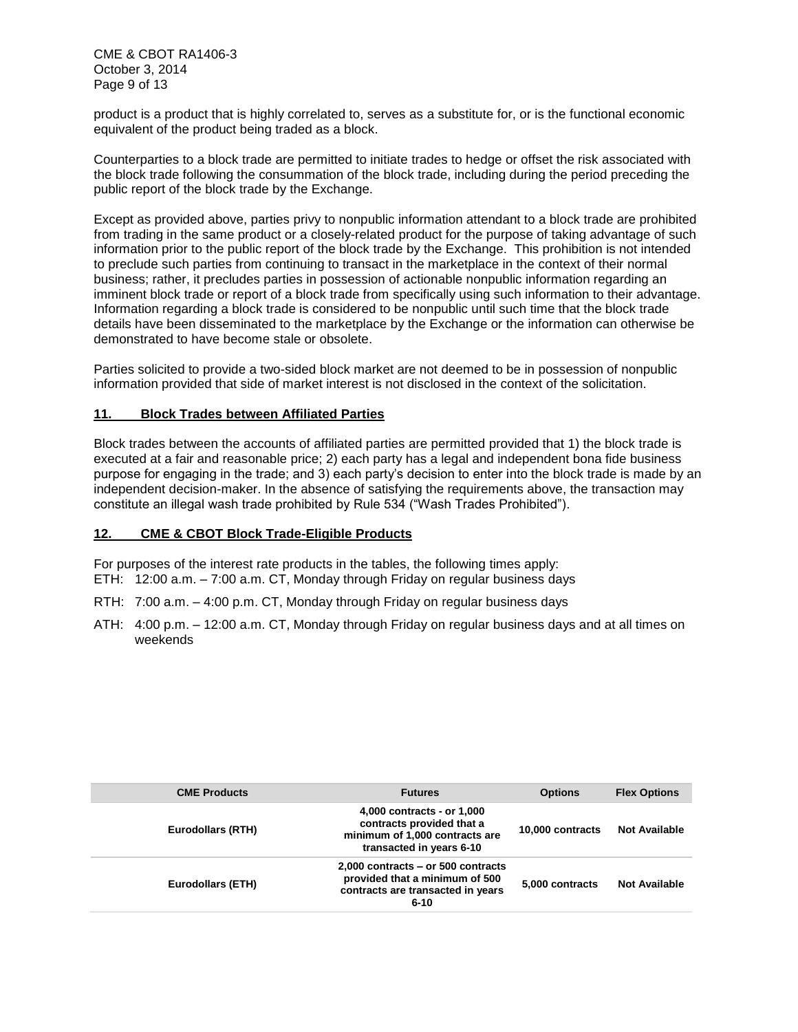product is a product that is highly correlated to, serves as a substitute for, or is the functional economic equivalent of the product being traded as a block.

Counterparties to a block trade are permitted to initiate trades to hedge or offset the risk associated with the block trade following the consummation of the block trade, including during the period preceding the public report of the block trade by the Exchange.

Except as provided above, parties privy to nonpublic information attendant to a block trade are prohibited from trading in the same product or a closely-related product for the purpose of taking advantage of such information prior to the public report of the block trade by the Exchange. This prohibition is not intended to preclude such parties from continuing to transact in the marketplace in the context of their normal business; rather, it precludes parties in possession of actionable nonpublic information regarding an imminent block trade or report of a block trade from specifically using such information to their advantage. Information regarding a block trade is considered to be nonpublic until such time that the block trade details have been disseminated to the marketplace by the Exchange or the information can otherwise be demonstrated to have become stale or obsolete.

Parties solicited to provide a two-sided block market are not deemed to be in possession of nonpublic information provided that side of market interest is not disclosed in the context of the solicitation.

## 11. Block Trades between Affiliated Parties

Block trades between the accounts of affiliated parties are permitted provided that 1) the block trade is executed at a fair and reasonable price; 2) each party has a legal and independent bona fide business purpose for engaging in the trade; and 3) each party's decision to enter into the block trade is made by an independent decision-maker. In the absence of satisfying the requirements above, the transaction may constitute an illegal wash trade prohibited by Rule 534 ("Wash Trades Prohibited").

## 12. CME & CBOT Block Trade-Eligible Products

For purposes of the interest rate products in the tables, the following times apply:

ETH: 12:00 a.m. – 7:00 a.m. CT, Monday through Friday on regular business days

RTH: 7:00 a.m. – 4:00 p.m. CT, Monday through Friday on regular business days

ATH: 4:00 p.m. – 12:00 a.m. CT, Monday through Friday on regular business days and at all times on weekends

| CME Products | Futures | Options | Flex Options |
|---|---|---|---|
| Eurodollars (RTH) | 4,000 contracts - or 1,000 contracts provided that a minimum of 1,000 contracts are transacted in years 6-10 | 10,000 contracts | Not Available |
| Eurodollars (ETH) | 2,000 contracts – or 500 contracts provided that a minimum of 500 contracts are transacted in years 6-10 | 5,000 contracts | Not Available |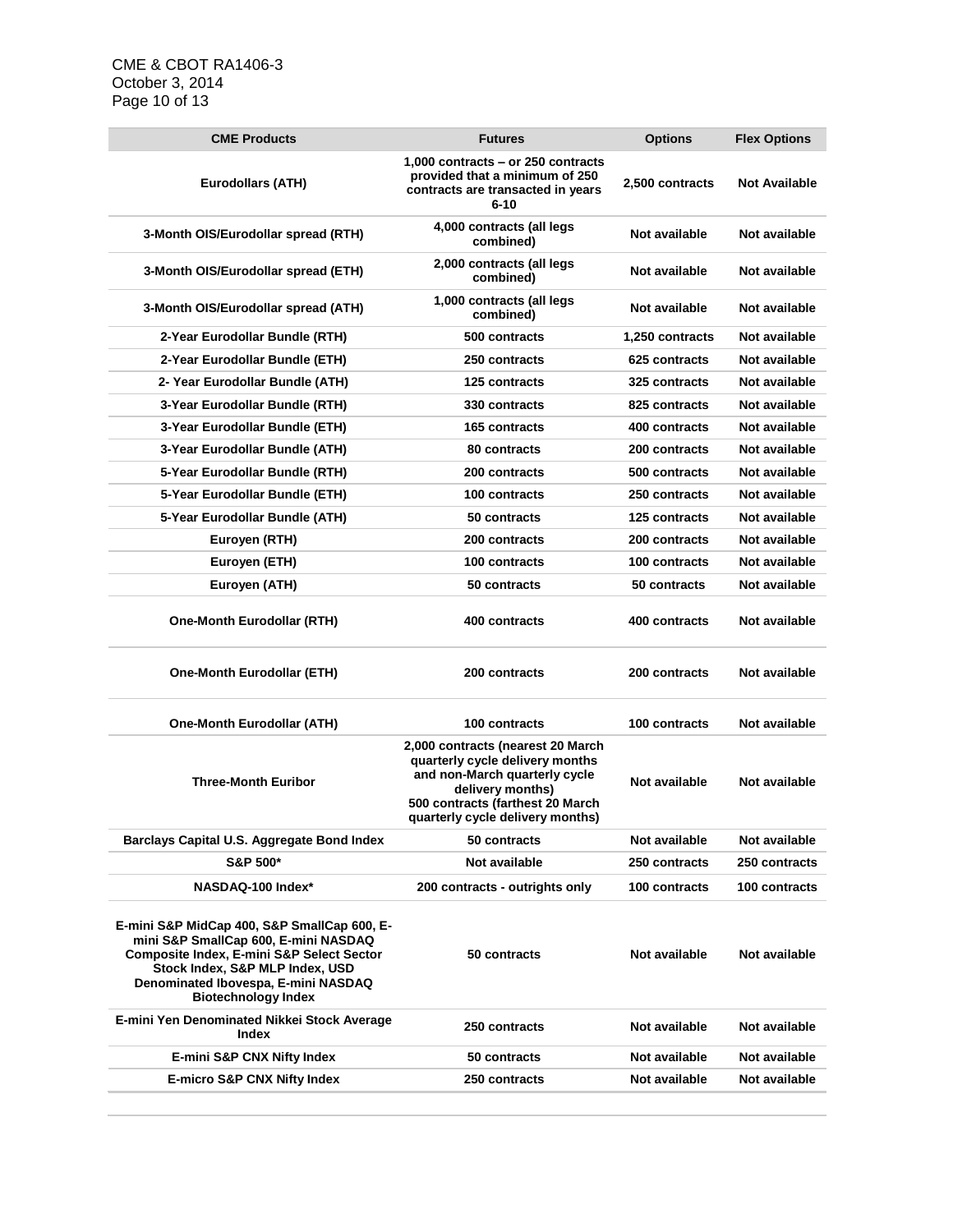| CME Products | Futures | Options | Flex Options |
|---|---|---|---|
| Eurodollars (ATH) | 1,000 contracts – or 250 contracts provided that a minimum of 250 contracts are transacted in years 6-10 | 2,500 contracts | Not Available |
| 3-Month OIS/Eurodollar spread (RTH) | 4,000 contracts (all legs combined) | Not available | Not available |
| 3-Month OIS/Eurodollar spread (ETH) | 2,000 contracts (all legs combined) | Not available | Not available |
| 3-Month OIS/Eurodollar spread (ATH) | 1,000 contracts (all legs combined) | Not available | Not available |
| 2-Year Eurodollar Bundle (RTH) | 500 contracts | 1,250 contracts | Not available |
| 2-Year Eurodollar Bundle (ETH) | 250 contracts | 625 contracts | Not available |
| 2- Year Eurodollar Bundle (ATH) | 125 contracts | 325 contracts | Not available |
| 3-Year Eurodollar Bundle (RTH) | 330 contracts | 825 contracts | Not available |
| 3-Year Eurodollar Bundle (ETH) | 165 contracts | 400 contracts | Not available |
| 3-Year Eurodollar Bundle (ATH) | 80 contracts | 200 contracts | Not available |
| 5-Year Eurodollar Bundle (RTH) | 200 contracts | 500 contracts | Not available |
| 5-Year Eurodollar Bundle (ETH) | 100 contracts | 250 contracts | Not available |
| 5-Year Eurodollar Bundle (ATH) | 50 contracts | 125 contracts | Not available |
| Euroyen (RTH) | 200 contracts | 200 contracts | Not available |
| Euroyen (ETH) | 100 contracts | 100 contracts | Not available |
| Euroyen (ATH) | 50 contracts | 50 contracts | Not available |
| One-Month Eurodollar (RTH) | 400 contracts | 400 contracts | Not available |
| One-Month Eurodollar (ETH) | 200 contracts | 200 contracts | Not available |
| One-Month Eurodollar (ATH) | 100 contracts | 100 contracts | Not available |
| Three-Month Euribor | 2,000 contracts (nearest 20 March quarterly cycle delivery months and non-March quarterly cycle delivery months)<br>500 contracts (farthest 20 March quarterly cycle delivery months) | Not available | Not available |
| Barclays Capital U.S. Aggregate Bond Index | 50 contracts | Not available | Not available |
| S&P 500* | Not available | 250 contracts | 250 contracts |
| NASDAQ-100 Index* | 200 contracts - outrights only | 100 contracts | 100 contracts |
| E-mini S&P MidCap 400, S&P SmallCap 600, E-mini S&P SmallCap 600, E-mini NASDAQ Composite Index, E-mini S&P Select Sector Stock Index, S&P MLP Index, USD Denominated Ibovespa, E-mini NASDAQ Biotechnology Index | 50 contracts | Not available | Not available |
| E-mini Yen Denominated Nikkei Stock Average Index | 250 contracts | Not available | Not available |
| E-mini S&P CNX Nifty Index | 50 contracts | Not available | Not available |
| E-micro S&P CNX Nifty Index | 250 contracts | Not available | Not available |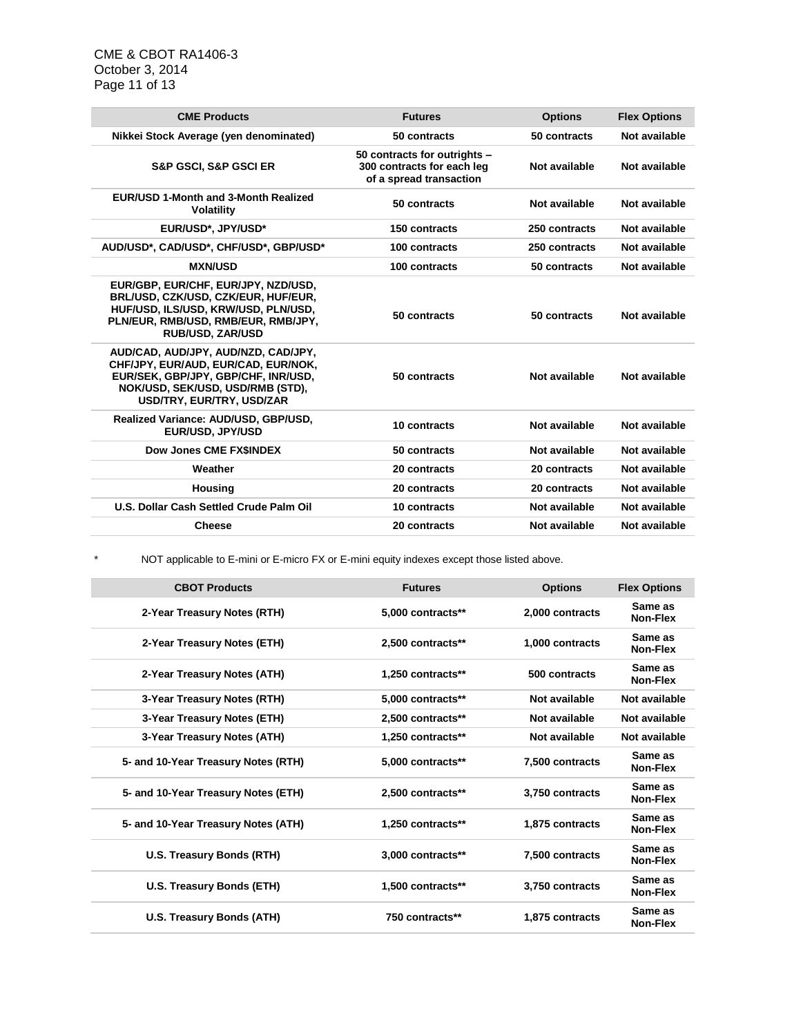| CME Products | Futures | Options | Flex Options |
|---|---|---|---|
| Nikkei Stock Average (yen denominated) | 50 contracts | 50 contracts | Not available |
| S&P GSCI, S&P GSCI ER | 50 contracts for outrights – 300 contracts for each leg of a spread transaction | Not available | Not available |
| EUR/USD 1-Month and 3-Month Realized Volatility | 50 contracts | Not available | Not available |
| EUR/USD*, JPY/USD* | 150 contracts | 250 contracts | Not available |
| AUD/USD*, CAD/USD*, CHF/USD*, GBP/USD* | 100 contracts | 250 contracts | Not available |
| MXN/USD | 100 contracts | 50 contracts | Not available |
| EUR/GBP, EUR/CHF, EUR/JPY, NZD/USD, BRL/USD, CZK/USD, CZK/EUR, HUF/EUR, HUF/USD, ILS/USD, KRW/USD, PLN/USD, PLN/EUR, RMB/USD, RMB/EUR, RMB/JPY, RUB/USD, ZAR/USD | 50 contracts | 50 contracts | Not available |
| AUD/CAD, AUD/JPY, AUD/NZD, CAD/JPY, CHF/JPY, EUR/AUD, EUR/CAD, EUR/NOK, EUR/SEK, GBP/JPY, GBP/CHF, INR/USD, NOK/USD, SEK/USD, USD/RMB (STD), USD/TRY, EUR/TRY, USD/ZAR | 50 contracts | Not available | Not available |
| Realized Variance: AUD/USD, GBP/USD, EUR/USD, JPY/USD | 10 contracts | Not available | Not available |
| Dow Jones CME FX$INDEX | 50 contracts | Not available | Not available |
| Weather | 20 contracts | 20 contracts | Not available |
| Housing | 20 contracts | 20 contracts | Not available |
| U.S. Dollar Cash Settled Crude Palm Oil | 10 contracts | Not available | Not available |
| Cheese | 20 contracts | Not available | Not available |

\* NOT applicable to E-mini or E-micro FX or E-mini equity indexes except those listed above.

| CBOT Products | Futures | Options | Flex Options |
|---|---|---|---|
| 2-Year Treasury Notes (RTH) | 5,000 contracts** | 2,000 contracts | Same as Non-Flex |
| 2-Year Treasury Notes (ETH) | 2,500 contracts** | 1,000 contracts | Same as Non-Flex |
| 2-Year Treasury Notes (ATH) | 1,250 contracts** | 500 contracts | Same as Non-Flex |
| 3-Year Treasury Notes (RTH) | 5,000 contracts** | Not available | Not available |
| 3-Year Treasury Notes (ETH) | 2,500 contracts** | Not available | Not available |
| 3-Year Treasury Notes (ATH) | 1,250 contracts** | Not available | Not available |
| 5- and 10-Year Treasury Notes (RTH) | 5,000 contracts** | 7,500 contracts | Same as Non-Flex |
| 5- and 10-Year Treasury Notes (ETH) | 2,500 contracts** | 3,750 contracts | Same as Non-Flex |
| 5- and 10-Year Treasury Notes (ATH) | 1,250 contracts** | 1,875 contracts | Same as Non-Flex |
| U.S. Treasury Bonds (RTH) | 3,000 contracts** | 7,500 contracts | Same as Non-Flex |
| U.S. Treasury Bonds (ETH) | 1,500 contracts** | 3,750 contracts | Same as Non-Flex |
| U.S. Treasury Bonds (ATH) | 750 contracts** | 1,875 contracts | Same as Non-Flex |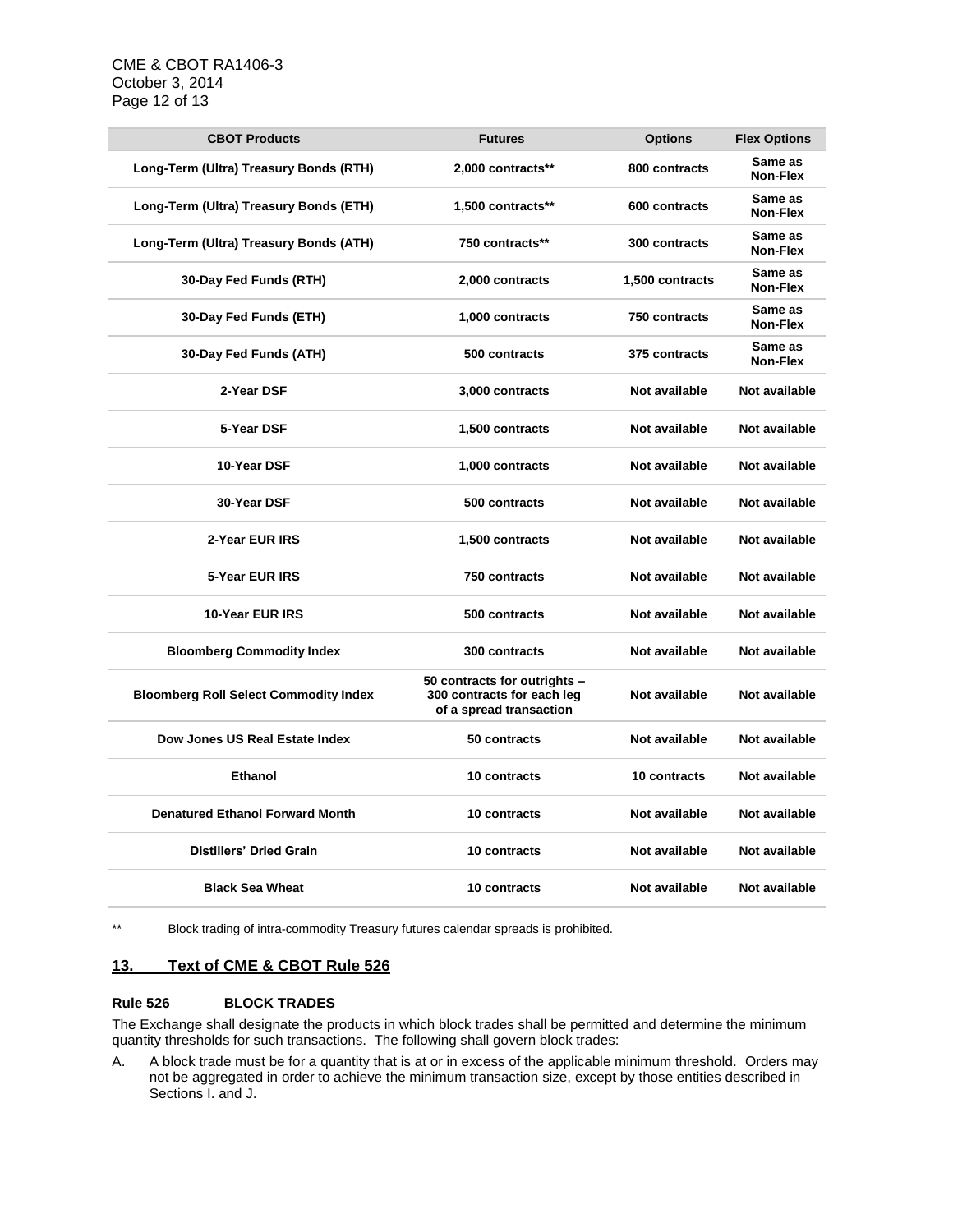| CBOT Products | Futures | Options | Flex Options |
|---|---|---|---|
| Long-Term (Ultra) Treasury Bonds (RTH) | 2,000 contracts** | 800 contracts | Same as Non-Flex |
| Long-Term (Ultra) Treasury Bonds (ETH) | 1,500 contracts** | 600 contracts | Same as Non-Flex |
| Long-Term (Ultra) Treasury Bonds (ATH) | 750 contracts** | 300 contracts | Same as Non-Flex |
| 30-Day Fed Funds (RTH) | 2,000 contracts | 1,500 contracts | Same as Non-Flex |
| 30-Day Fed Funds (ETH) | 1,000 contracts | 750 contracts | Same as Non-Flex |
| 30-Day Fed Funds (ATH) | 500 contracts | 375 contracts | Same as Non-Flex |
| 2-Year DSF | 3,000 contracts | Not available | Not available |
| 5-Year DSF | 1,500 contracts | Not available | Not available |
| 10-Year DSF | 1,000 contracts | Not available | Not available |
| 30-Year DSF | 500 contracts | Not available | Not available |
| 2-Year EUR IRS | 1,500 contracts | Not available | Not available |
| 5-Year EUR IRS | 750 contracts | Not available | Not available |
| 10-Year EUR IRS | 500 contracts | Not available | Not available |
| Bloomberg Commodity Index | 300 contracts | Not available | Not available |
| Bloomberg Roll Select Commodity Index | 50 contracts for outrights – 300 contracts for each leg of a spread transaction | Not available | Not available |
| Dow Jones US Real Estate Index | 50 contracts | Not available | Not available |
| Ethanol | 10 contracts | 10 contracts | Not available |
| Denatured Ethanol Forward Month | 10 contracts | Not available | Not available |
| Distillers' Dried Grain | 10 contracts | Not available | Not available |
| Black Sea Wheat | 10 contracts | Not available | Not available |

** Block trading of intra-commodity Treasury futures calendar spreads is prohibited.

## 13. Text of CME & CBOT Rule 526

### Rule 526 BLOCK TRADES

The Exchange shall designate the products in which block trades shall be permitted and determine the minimum quantity thresholds for such transactions. The following shall govern block trades:

A. A block trade must be for a quantity that is at or in excess of the applicable minimum threshold. Orders may not be aggregated in order to achieve the minimum transaction size, except by those entities described in Sections I. and J.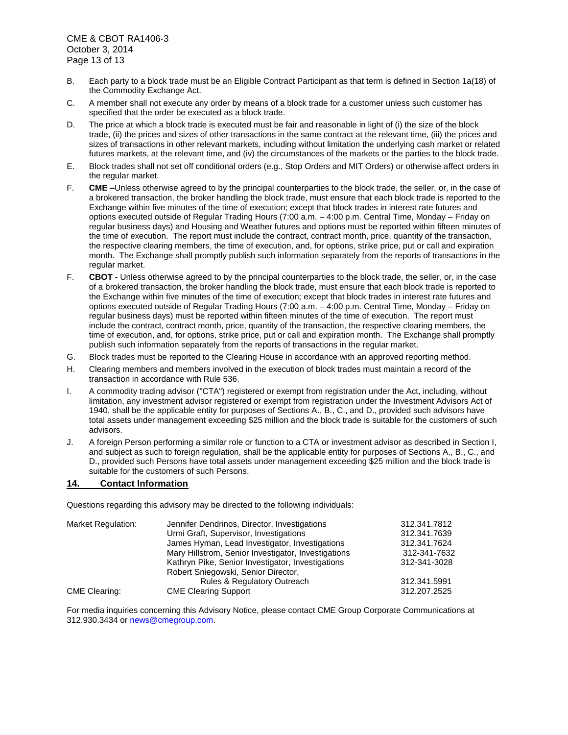B. Each party to a block trade must be an Eligible Contract Participant as that term is defined in Section 1a(18) of the Commodity Exchange Act.

C. A member shall not execute any order by means of a block trade for a customer unless such customer has specified that the order be executed as a block trade.

D. The price at which a block trade is executed must be fair and reasonable in light of (i) the size of the block trade, (ii) the prices and sizes of other transactions in the same contract at the relevant time, (iii) the prices and sizes of transactions in other relevant markets, including without limitation the underlying cash market or related futures markets, at the relevant time, and (iv) the circumstances of the markets or the parties to the block trade.

E. Block trades shall not set off conditional orders (e.g., Stop Orders and MIT Orders) or otherwise affect orders in the regular market.

F. **CME –**Unless otherwise agreed to by the principal counterparties to the block trade, the seller, or, in the case of a brokered transaction, the broker handling the block trade, must ensure that each block trade is reported to the Exchange within five minutes of the time of execution; except that block trades in interest rate futures and options executed outside of Regular Trading Hours (7:00 a.m. – 4:00 p.m. Central Time, Monday – Friday on regular business days) and Housing and Weather futures and options must be reported within fifteen minutes of the time of execution. The report must include the contract, contract month, price, quantity of the transaction, the respective clearing members, the time of execution, and, for options, strike price, put or call and expiration month. The Exchange shall promptly publish such information separately from the reports of transactions in the regular market.

F. **CBOT -** Unless otherwise agreed to by the principal counterparties to the block trade, the seller, or, in the case of a brokered transaction, the broker handling the block trade, must ensure that each block trade is reported to the Exchange within five minutes of the time of execution; except that block trades in interest rate futures and options executed outside of Regular Trading Hours (7:00 a.m. – 4:00 p.m. Central Time, Monday – Friday on regular business days) must be reported within fifteen minutes of the time of execution. The report must include the contract, contract month, price, quantity of the transaction, the respective clearing members, the time of execution, and, for options, strike price, put or call and expiration month. The Exchange shall promptly publish such information separately from the reports of transactions in the regular market.

G. Block trades must be reported to the Clearing House in accordance with an approved reporting method.

H. Clearing members and members involved in the execution of block trades must maintain a record of the transaction in accordance with Rule 536.

I. A commodity trading advisor ("CTA") registered or exempt from registration under the Act, including, without limitation, any investment advisor registered or exempt from registration under the Investment Advisors Act of 1940, shall be the applicable entity for purposes of Sections A., B., C., and D., provided such advisors have total assets under management exceeding $25 million and the block trade is suitable for the customers of such advisors.

J. A foreign Person performing a similar role or function to a CTA or investment advisor as described in Section I, and subject as such to foreign regulation, shall be the applicable entity for purposes of Sections A., B., C., and D., provided such Persons have total assets under management exceeding $25 million and the block trade is suitable for the customers of such Persons.

## 14. Contact Information

Questions regarding this advisory may be directed to the following individuals:

| | | |
|---|---|---|
| Market Regulation: | Jennifer Dendrinos, Director, Investigations | 312.341.7812 |
| | Urmi Graft, Supervisor, Investigations | 312.341.7639 |
| | James Hyman, Lead Investigator, Investigations | 312.341.7624 |
| | Mary Hillstrom, Senior Investigator, Investigations | 312-341-7632 |
| | Kathryn Pike, Senior Investigator, Investigations | 312-341-3028 |
| | Robert Sniegowski, Senior Director, Rules & Regulatory Outreach | 312.341.5991 |
| CME Clearing: | CME Clearing Support | 312.207.2525 |

For media inquiries concerning this Advisory Notice, please contact CME Group Corporate Communications at 312.930.3434 or news@cmegroup.com.